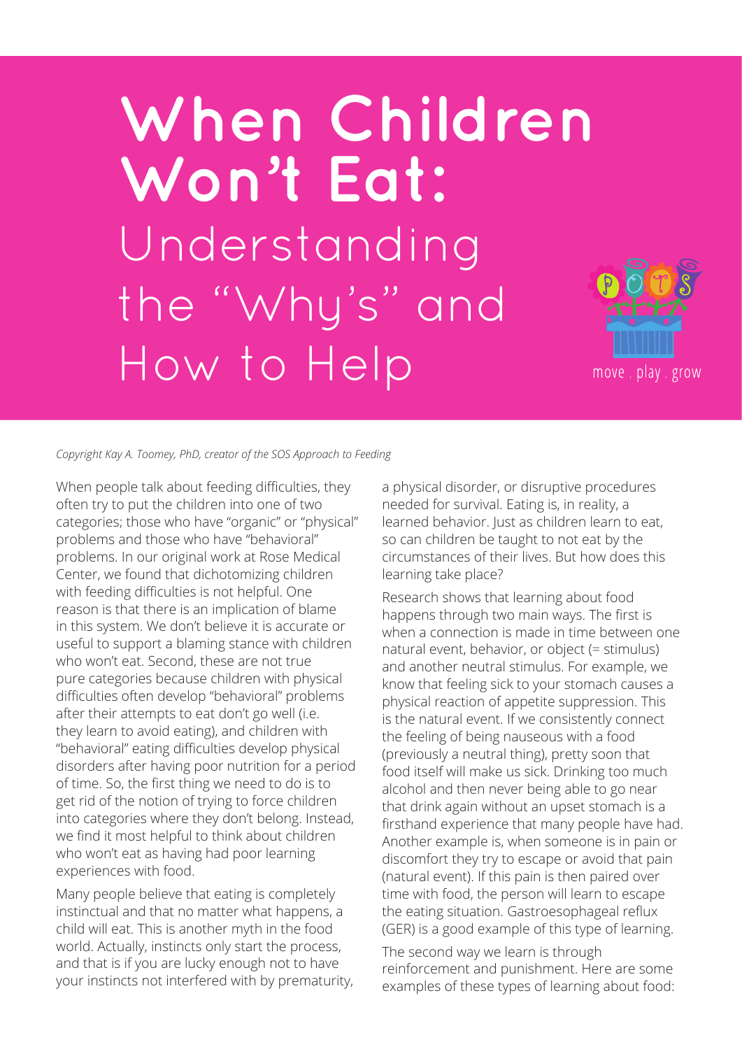# When Children Won't Eat: Understanding the "Why's" and How to Help

move . play . grow

*Copyright Kay A. Toomey, PhD, creator of the SOS Approach to Feeding*

When people talk about feeding difficulties, they often try to put the children into one of two categories; those who have "organic" or "physical" problems and those who have "behavioral" problems. In our original work at Rose Medical Center, we found that dichotomizing children with feeding difficulties is not helpful. One reason is that there is an implication of blame in this system. We don't believe it is accurate or useful to support a blaming stance with children who won't eat. Second, these are not true pure categories because children with physical difficulties often develop "behavioral" problems after their attempts to eat don't go well (i.e. they learn to avoid eating), and children with "behavioral" eating difficulties develop physical disorders after having poor nutrition for a period of time. So, the first thing we need to do is to get rid of the notion of trying to force children into categories where they don't belong. Instead, we find it most helpful to think about children who won't eat as having had poor learning experiences with food.

Many people believe that eating is completely instinctual and that no matter what happens, a child will eat. This is another myth in the food world. Actually, instincts only start the process, and that is if you are lucky enough not to have your instincts not interfered with by prematurity, a physical disorder, or disruptive procedures needed for survival. Eating is, in reality, a learned behavior. Just as children learn to eat, so can children be taught to not eat by the circumstances of their lives. But how does this learning take place?

Research shows that learning about food happens through two main ways. The first is when a connection is made in time between one natural event, behavior, or object (= stimulus) and another neutral stimulus. For example, we know that feeling sick to your stomach causes a physical reaction of appetite suppression. This is the natural event. If we consistently connect the feeling of being nauseous with a food (previously a neutral thing), pretty soon that food itself will make us sick. Drinking too much alcohol and then never being able to go near that drink again without an upset stomach is a firsthand experience that many people have had. Another example is, when someone is in pain or discomfort they try to escape or avoid that pain (natural event). If this pain is then paired over time with food, the person will learn to escape the eating situation. Gastroesophageal reflux (GER) is a good example of this type of learning.

The second way we learn is through reinforcement and punishment. Here are some examples of these types of learning about food: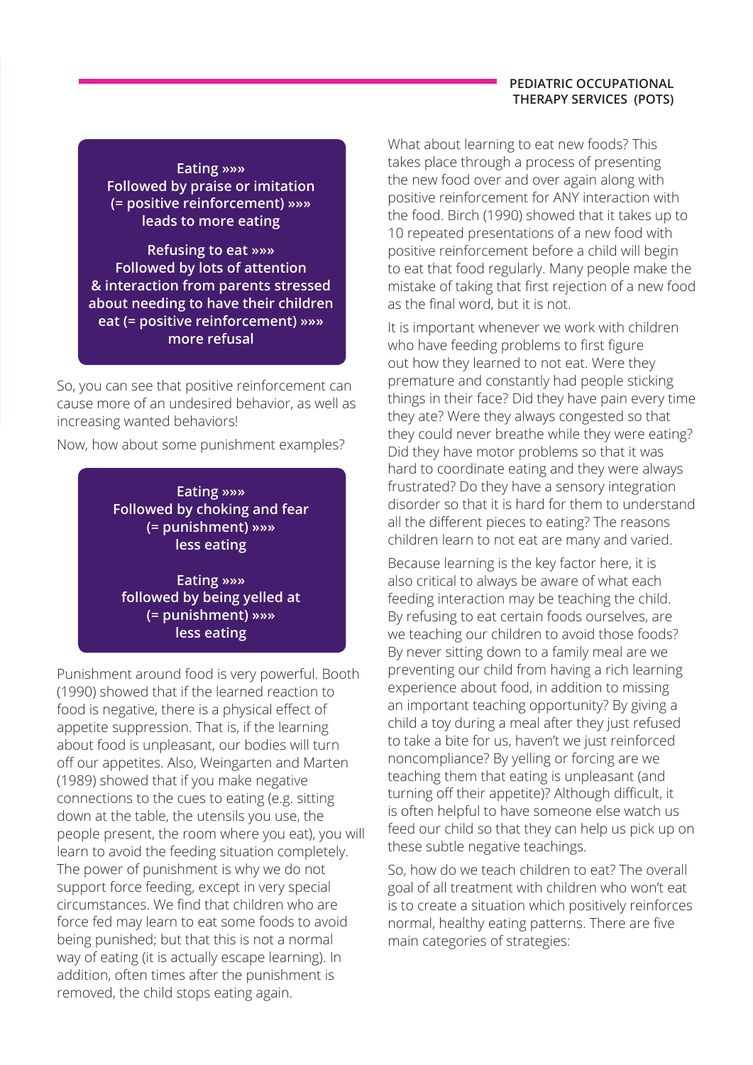**Eating »»»**
**Followed by praise or imitation**
**(= positive reinforcement) »»»**
**leads to more eating**

**Refusing to eat »»»**
**Followed by lots of attention**
**& interaction from parents stressed about needing to have their children eat (= positive reinforcement) »»»**
**more refusal**

So, you can see that positive reinforcement can cause more of an undesired behavior, as well as increasing wanted behaviors!

Now, how about some punishment examples?

**Eating »»»**
**Followed by choking and fear**
**(= punishment) »»»**
**less eating**

**Eating »»»**
**followed by being yelled at**
**(= punishment) »»»**
**less eating**

Punishment around food is very powerful. Booth (1990) showed that if the learned reaction to food is negative, there is a physical effect of appetite suppression. That is, if the learning about food is unpleasant, our bodies will turn off our appetites. Also, Weingarten and Marten (1989) showed that if you make negative connections to the cues to eating (e.g. sitting down at the table, the utensils you use, the people present, the room where you eat), you will learn to avoid the feeding situation completely. The power of punishment is why we do not support force feeding, except in very special circumstances. We find that children who are force fed may learn to eat some foods to avoid being punished; but that this is not a normal way of eating (it is actually escape learning). In addition, often times after the punishment is removed, the child stops eating again.

What about learning to eat new foods? This takes place through a process of presenting the new food over and over again along with positive reinforcement for ANY interaction with the food. Birch (1990) showed that it takes up to 10 repeated presentations of a new food with positive reinforcement before a child will begin to eat that food regularly. Many people make the mistake of taking that first rejection of a new food as the final word, but it is not.

It is important whenever we work with children who have feeding problems to first figure out how they learned to not eat. Were they premature and constantly had people sticking things in their face? Did they have pain every time they ate? Were they always congested so that they could never breathe while they were eating? Did they have motor problems so that it was hard to coordinate eating and they were always frustrated? Do they have a sensory integration disorder so that it is hard for them to understand all the different pieces to eating? The reasons children learn to not eat are many and varied.

Because learning is the key factor here, it is also critical to always be aware of what each feeding interaction may be teaching the child. By refusing to eat certain foods ourselves, are we teaching our children to avoid those foods? By never sitting down to a family meal are we preventing our child from having a rich learning experience about food, in addition to missing an important teaching opportunity? By giving a child a toy during a meal after they just refused to take a bite for us, haven't we just reinforced noncompliance? By yelling or forcing are we teaching them that eating is unpleasant (and turning off their appetite)? Although difficult, it is often helpful to have someone else watch us feed our child so that they can help us pick up on these subtle negative teachings.

So, how do we teach children to eat? The overall goal of all treatment with children who won't eat is to create a situation which positively reinforces normal, healthy eating patterns. There are five main categories of strategies: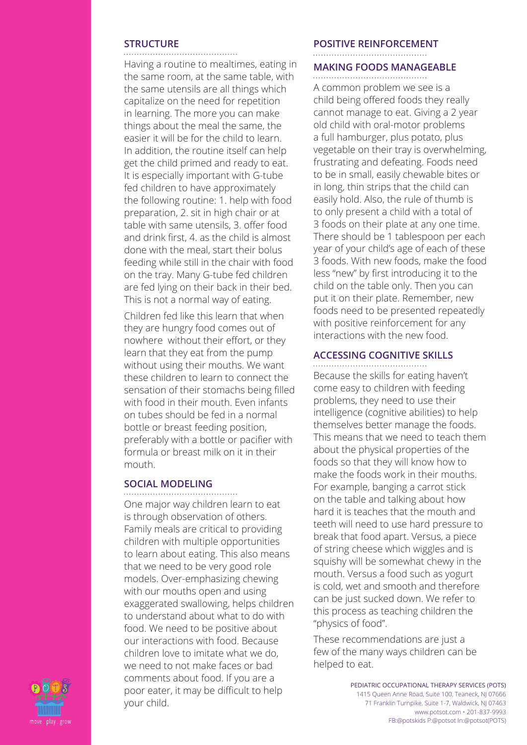## STRUCTURE

Having a routine to mealtimes, eating in the same room, at the same table, with the same utensils are all things which capitalize on the need for repetition in learning. The more you can make things about the meal the same, the easier it will be for the child to learn. In addition, the routine itself can help get the child primed and ready to eat. It is especially important with G-tube fed children to have approximately the following routine: 1. help with food preparation, 2. sit in high chair or at table with same utensils, 3. offer food and drink first, 4. as the child is almost done with the meal, start their bolus feeding while still in the chair with food on the tray. Many G-tube fed children are fed lying on their back in their bed. This is not a normal way of eating.

Children fed like this learn that when they are hungry food comes out of nowhere without their effort, or they learn that they eat from the pump without using their mouths. We want these children to learn to connect the sensation of their stomachs being filled with food in their mouth. Even infants on tubes should be fed in a normal bottle or breast feeding position, preferably with a bottle or pacifier with formula or breast milk on it in their mouth.

## SOCIAL MODELING

One major way children learn to eat is through observation of others. Family meals are critical to providing children with multiple opportunities to learn about eating. This also means that we need to be very good role models. Over-emphasizing chewing with our mouths open and using exaggerated swallowing, helps children to understand about what to do with food. We need to be positive about our interactions with food. Because children love to imitate what we do, we need to not make faces or bad comments about food. If you are a poor eater, it may be difficult to help your child.

## POSITIVE REINFORCEMENT

## MAKING FOODS MANAGEABLE

A common problem we see is a child being offered foods they really cannot manage to eat. Giving a 2 year old child with oral-motor problems a full hamburger, plus potato, plus vegetable on their tray is overwhelming, frustrating and defeating. Foods need to be in small, easily chewable bites or in long, thin strips that the child can easily hold. Also, the rule of thumb is to only present a child with a total of 3 foods on their plate at any one time. There should be 1 tablespoon per each year of your child's age of each of these 3 foods. With new foods, make the food less "new" by first introducing it to the child on the table only. Then you can put it on their plate. Remember, new foods need to be presented repeatedly with positive reinforcement for any interactions with the new food.

## ACCESSING COGNITIVE SKILLS

Because the skills for eating haven't come easy to children with feeding problems, they need to use their intelligence (cognitive abilities) to help themselves better manage the foods. This means that we need to teach them about the physical properties of the foods so that they will know how to make the foods work in their mouths. For example, banging a carrot stick on the table and talking about how hard it is teaches that the mouth and teeth will need to use hard pressure to break that food apart. Versus, a piece of string cheese which wiggles and is squishy will be somewhat chewy in the mouth. Versus a food such as yogurt is cold, wet and smooth and therefore can be just sucked down. We refer to this process as teaching children the "physics of food".

These recommendations are just a few of the many ways children can be helped to eat.

PEDIATRIC OCCUPATIONAL THERAPY SERVICES (POTS)
1415 Queen Anne Road, Suite 100, Teaneck, NJ 07666
71 Franklin Turnpike, Suite 1-7, Waldwick, NJ 07463
www.potsot.com • 201-837-9993
FB:@potskids P:@potsot In:@potsot(POTS)

move . play . grow